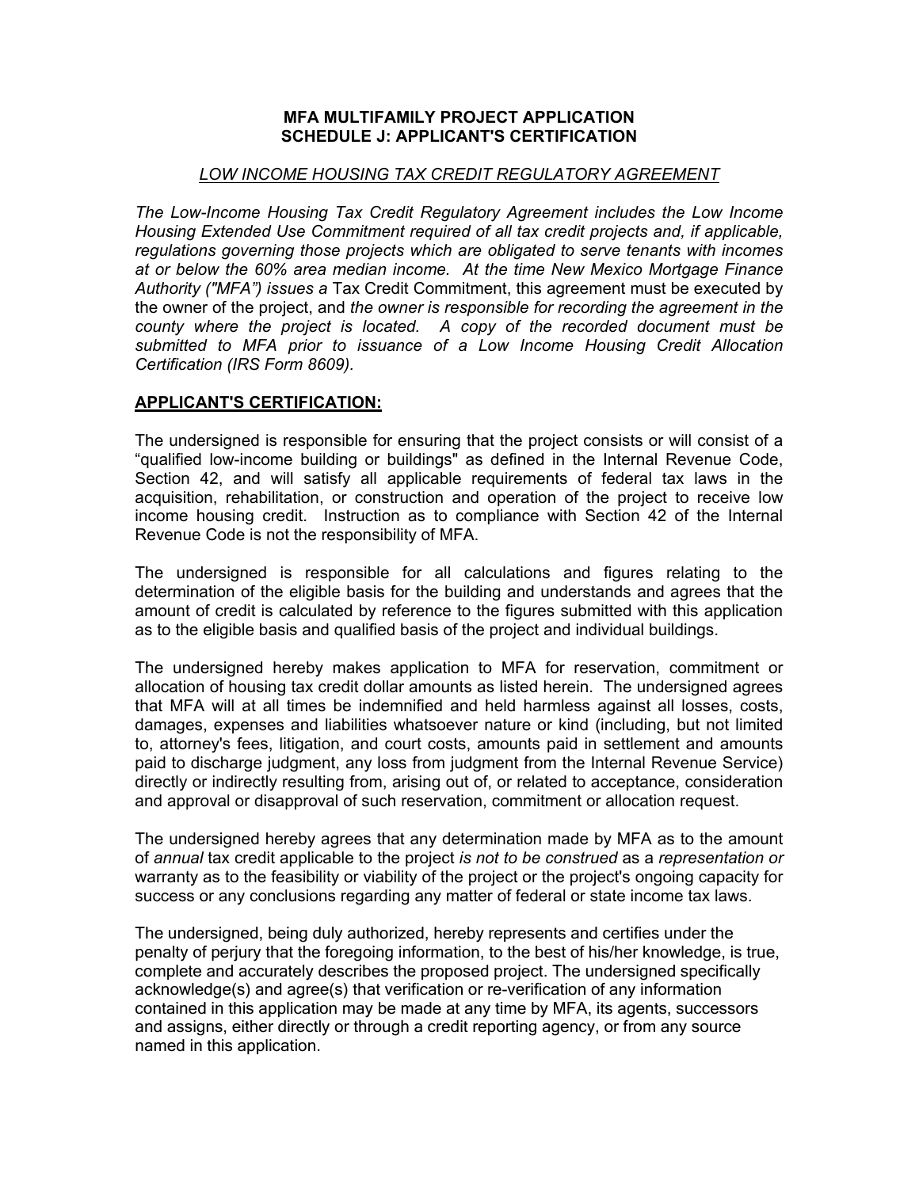**MFA MULTIFAMILY PROJECT APPLICATION**
**SCHEDULE J: APPLICANT'S CERTIFICATION**

*LOW INCOME HOUSING TAX CREDIT REGULATORY AGREEMENT*

*The Low-Income Housing Tax Credit Regulatory Agreement includes the Low Income Housing Extended Use Commitment required of all tax credit projects and, if applicable, regulations governing those projects which are obligated to serve tenants with incomes at or below the 60% area median income. At the time New Mexico Mortgage Finance Authority ("MFA") issues a* Tax Credit Commitment, this agreement must be executed by the owner of the project, and *the owner is responsible for recording the agreement in the county where the project is located. A copy of the recorded document must be submitted to MFA prior to issuance of a Low Income Housing Credit Allocation Certification (IRS Form 8609).*

## APPLICANT'S CERTIFICATION:

The undersigned is responsible for ensuring that the project consists or will consist of a "qualified low-income building or buildings" as defined in the Internal Revenue Code, Section 42, and will satisfy all applicable requirements of federal tax laws in the acquisition, rehabilitation, or construction and operation of the project to receive low income housing credit. Instruction as to compliance with Section 42 of the Internal Revenue Code is not the responsibility of MFA.

The undersigned is responsible for all calculations and figures relating to the determination of the eligible basis for the building and understands and agrees that the amount of credit is calculated by reference to the figures submitted with this application as to the eligible basis and qualified basis of the project and individual buildings.

The undersigned hereby makes application to MFA for reservation, commitment or allocation of housing tax credit dollar amounts as listed herein. The undersigned agrees that MFA will at all times be indemnified and held harmless against all losses, costs, damages, expenses and liabilities whatsoever nature or kind (including, but not limited to, attorney's fees, litigation, and court costs, amounts paid in settlement and amounts paid to discharge judgment, any loss from judgment from the Internal Revenue Service) directly or indirectly resulting from, arising out of, or related to acceptance, consideration and approval or disapproval of such reservation, commitment or allocation request.

The undersigned hereby agrees that any determination made by MFA as to the amount of *annual* tax credit applicable to the project *is not to be construed* as a *representation or* warranty as to the feasibility or viability of the project or the project's ongoing capacity for success or any conclusions regarding any matter of federal or state income tax laws.

The undersigned, being duly authorized, hereby represents and certifies under the penalty of perjury that the foregoing information, to the best of his/her knowledge, is true, complete and accurately describes the proposed project. The undersigned specifically acknowledge(s) and agree(s) that verification or re-verification of any information contained in this application may be made at any time by MFA, its agents, successors and assigns, either directly or through a credit reporting agency, or from any source named in this application.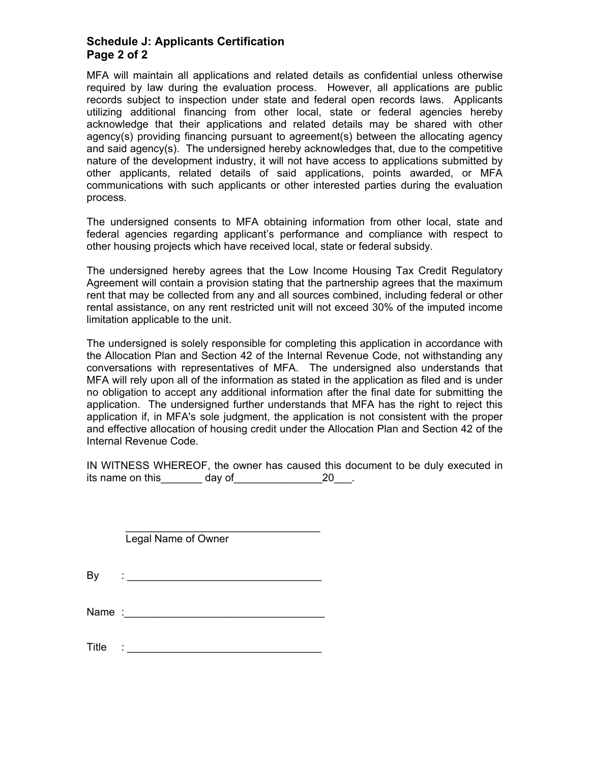## Schedule J: Applicants Certification

MFA will maintain all applications and related details as confidential unless otherwise required by law during the evaluation process. However, all applications are public records subject to inspection under state and federal open records laws. Applicants utilizing additional financing from other local, state or federal agencies hereby acknowledge that their applications and related details may be shared with other agency(s) providing financing pursuant to agreement(s) between the allocating agency and said agency(s). The undersigned hereby acknowledges that, due to the competitive nature of the development industry, it will not have access to applications submitted by other applicants, related details of said applications, points awarded, or MFA communications with such applicants or other interested parties during the evaluation process.

The undersigned consents to MFA obtaining information from other local, state and federal agencies regarding applicant's performance and compliance with respect to other housing projects which have received local, state or federal subsidy.

The undersigned hereby agrees that the Low Income Housing Tax Credit Regulatory Agreement will contain a provision stating that the partnership agrees that the maximum rent that may be collected from any and all sources combined, including federal or other rental assistance, on any rent restricted unit will not exceed 30% of the imputed income limitation applicable to the unit.

The undersigned is solely responsible for completing this application in accordance with the Allocation Plan and Section 42 of the Internal Revenue Code, not withstanding any conversations with representatives of MFA. The undersigned also understands that MFA will rely upon all of the information as stated in the application as filed and is under no obligation to accept any additional information after the final date for submitting the application. The undersigned further understands that MFA has the right to reject this application if, in MFA's sole judgment, the application is not consistent with the proper and effective allocation of housing credit under the Allocation Plan and Section 42 of the Internal Revenue Code.

IN WITNESS WHEREOF, the owner has caused this document to be duly executed in its name on this_______ day of_______________20___.

_________________________________
Legal Name of Owner

By : _________________________________

Name :_________________________________

Title : _________________________________